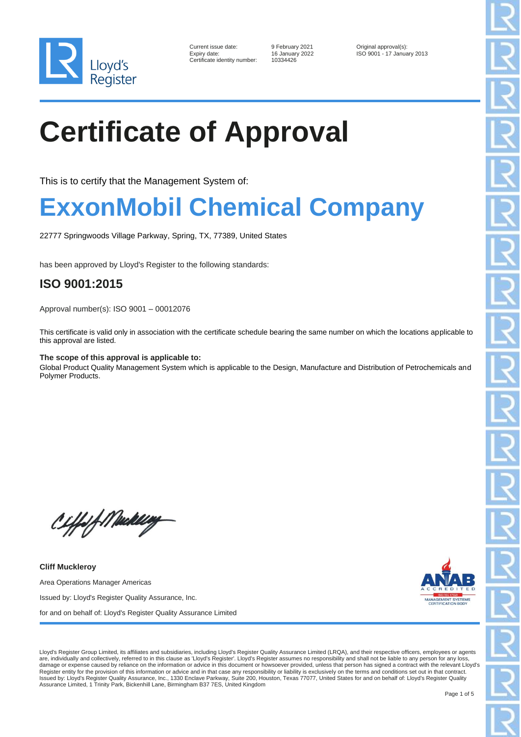Lloyd's Register

Current issue date: 9 February 2021
Expiry date: 16 January 2022
Certificate identity number: 10334426

Original approval(s):
ISO 9001 - 17 January 2013

# Certificate of Approval

This is to certify that the Management System of:

## ExxonMobil Chemical Company

22777 Springwoods Village Parkway, Spring, TX, 77389, United States

has been approved by Lloyd's Register to the following standards:

### ISO 9001:2015

Approval number(s): ISO 9001 – 00012076

This certificate is valid only in association with the certificate schedule bearing the same number on which the locations applicable to this approval are listed.

**The scope of this approval is applicable to:**
Global Product Quality Management System which is applicable to the Design, Manufacture and Distribution of Petrochemicals and Polymer Products.

**Cliff Muckleroy**

Area Operations Manager Americas

Issued by: Lloyd's Register Quality Assurance, Inc.

for and on behalf of: Lloyd's Register Quality Assurance Limited

ANAB ACCREDITED ISO/IEC 17021 MANAGEMENT SYSTEMS CERTIFICATION BODY

Lloyd's Register Group Limited, its affiliates and subsidiaries, including Lloyd's Register Quality Assurance Limited (LRQA), and their respective officers, employees or agents are, individually and collectively, referred to in this clause as 'Lloyd's Register'. Lloyd's Register assumes no responsibility and shall not be liable to any person for any loss, damage or expense caused by reliance on the information or advice in this document or howsoever provided, unless that person has signed a contract with the relevant Lloyd's Register entity for the provision of this information or advice and in that case any responsibility or liability is exclusively on the terms and conditions set out in that contract. Issued by: Lloyd's Register Quality Assurance, Inc., 1330 Enclave Parkway, Suite 200, Houston, Texas 77077, United States for and on behalf of: Lloyd's Register Quality Assurance Limited, 1 Trinity Park, Bickenhill Lane, Birmingham B37 7ES, United Kingdom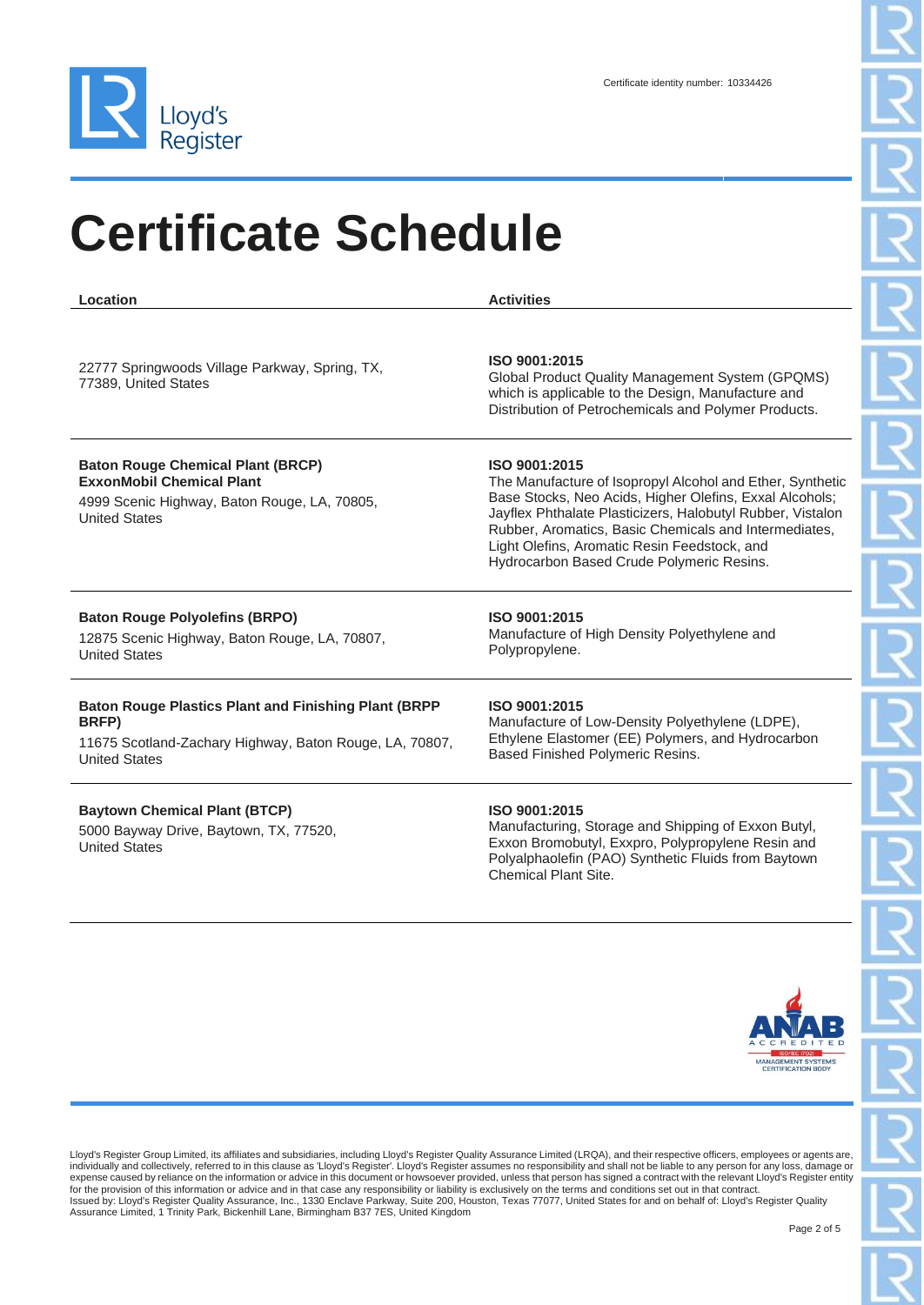Certificate identity number: 10334426

# Certificate Schedule

| Location | Activities |
| --- | --- |
| 22777 Springwoods Village Parkway, Spring, TX, 77389, United States | **ISO 9001:2015**<br>Global Product Quality Management System (GPQMS) which is applicable to the Design, Manufacture and Distribution of Petrochemicals and Polymer Products. |
| **Baton Rouge Chemical Plant (BRCP)**<br>**ExxonMobil Chemical Plant**<br>4999 Scenic Highway, Baton Rouge, LA, 70805, United States | **ISO 9001:2015**<br>The Manufacture of Isopropyl Alcohol and Ether, Synthetic Base Stocks, Neo Acids, Higher Olefins, Exxal Alcohols; Jayflex Phthalate Plasticizers, Halobutyl Rubber, Vistalon Rubber, Aromatics, Basic Chemicals and Intermediates, Light Olefins, Aromatic Resin Feedstock, and Hydrocarbon Based Crude Polymeric Resins. |
| **Baton Rouge Polyolefins (BRPO)**<br>12875 Scenic Highway, Baton Rouge, LA, 70807, United States | **ISO 9001:2015**<br>Manufacture of High Density Polyethylene and Polypropylene. |
| **Baton Rouge Plastics Plant and Finishing Plant (BRPP BRFP)**<br>11675 Scotland-Zachary Highway, Baton Rouge, LA, 70807, United States | **ISO 9001:2015**<br>Manufacture of Low-Density Polyethylene (LDPE), Ethylene Elastomer (EE) Polymers, and Hydrocarbon Based Finished Polymeric Resins. |
| **Baytown Chemical Plant (BTCP)**<br>5000 Bayway Drive, Baytown, TX, 77520, United States | **ISO 9001:2015**<br>Manufacturing, Storage and Shipping of Exxon Butyl, Exxon Bromobutyl, Exxpro, Polypropylene Resin and Polyalphaolefin (PAO) Synthetic Fluids from Baytown Chemical Plant Site. |

Lloyd's Register Group Limited, its affiliates and subsidiaries, including Lloyd's Register Quality Assurance Limited (LRQA), and their respective officers, employees or agents are, individually and collectively, referred to in this clause as 'Lloyd's Register'. Lloyd's Register assumes no responsibility and shall not be liable to any person for any loss, damage or expense caused by reliance on the information or advice in this document or howsoever provided, unless that person has signed a contract with the relevant Lloyd's Register entity for the provision of this information or advice and in that case any responsibility or liability is exclusively on the terms and conditions set out in that contract.
Issued by: Lloyd's Register Quality Assurance, Inc., 1330 Enclave Parkway, Suite 200, Houston, Texas 77077, United States for and on behalf of: Lloyd's Register Quality Assurance Limited, 1 Trinity Park, Bickenhill Lane, Birmingham B37 7ES, United Kingdom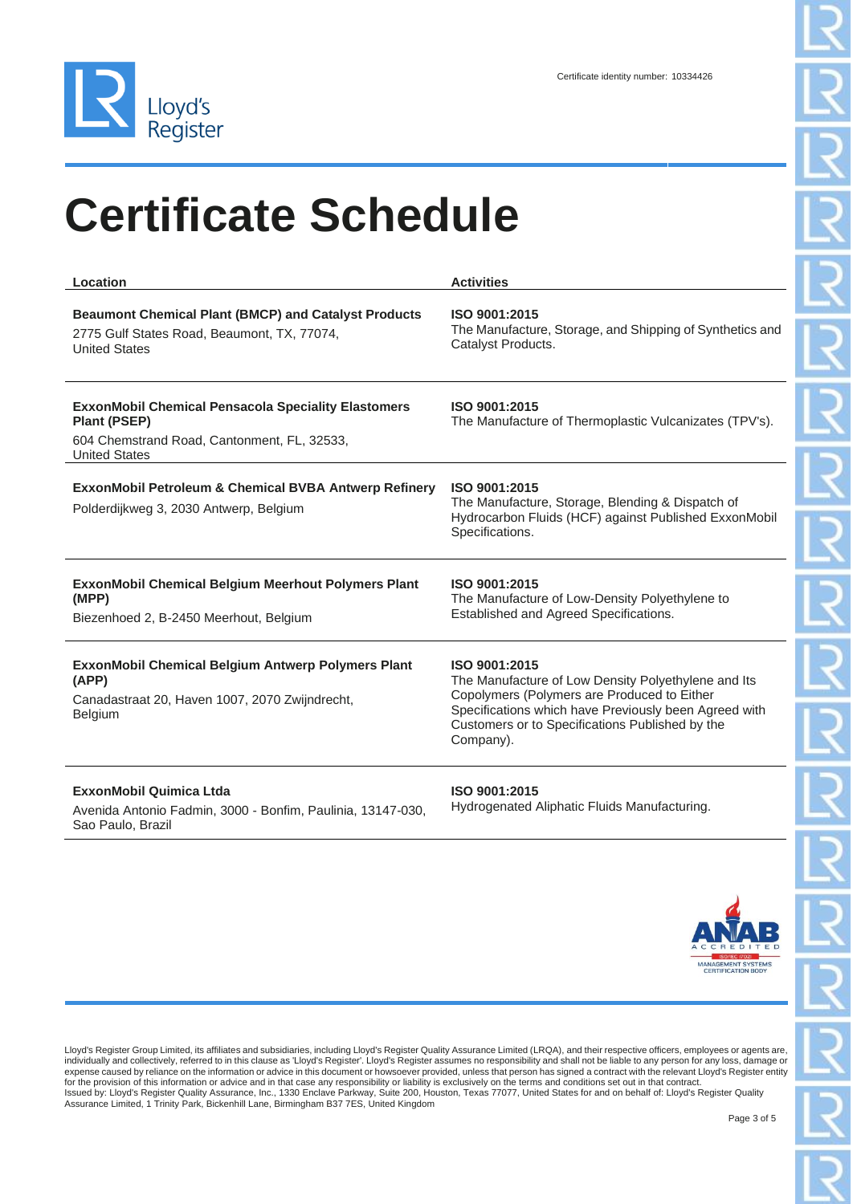Certificate identity number: 10334426

# Certificate Schedule

| Location | Activities |
| --- | --- |
| **Beaumont Chemical Plant (BMCP) and Catalyst Products**<br>2775 Gulf States Road, Beaumont, TX, 77074, United States | **ISO 9001:2015**<br>The Manufacture, Storage, and Shipping of Synthetics and Catalyst Products. |
| **ExxonMobil Chemical Pensacola Speciality Elastomers Plant (PSEP)**<br>604 Chemstrand Road, Cantonment, FL, 32533, United States | **ISO 9001:2015**<br>The Manufacture of Thermoplastic Vulcanizates (TPV's). |
| **ExxonMobil Petroleum & Chemical BVBA Antwerp Refinery**<br>Polderdijkweg 3, 2030 Antwerp, Belgium | **ISO 9001:2015**<br>The Manufacture, Storage, Blending & Dispatch of Hydrocarbon Fluids (HCF) against Published ExxonMobil Specifications. |
| **ExxonMobil Chemical Belgium Meerhout Polymers Plant (MPP)**<br>Biezenhoed 2, B-2450 Meerhout, Belgium | **ISO 9001:2015**<br>The Manufacture of Low-Density Polyethylene to Established and Agreed Specifications. |
| **ExxonMobil Chemical Belgium Antwerp Polymers Plant (APP)**<br>Canadastraat 20, Haven 1007, 2070 Zwijndrecht, Belgium | **ISO 9001:2015**<br>The Manufacture of Low Density Polyethylene and Its Copolymers (Polymers are Produced to Either Specifications which have Previously been Agreed with Customers or to Specifications Published by the Company). |
| **ExxonMobil Quimica Ltda**<br>Avenida Antonio Fadmin, 3000 - Bonfim, Paulinia, 13147-030, Sao Paulo, Brazil | **ISO 9001:2015**<br>Hydrogenated Aliphatic Fluids Manufacturing. |

Lloyd's Register Group Limited, its affiliates and subsidiaries, including Lloyd's Register Quality Assurance Limited (LRQA), and their respective officers, employees or agents are, individually and collectively, referred to in this clause as 'Lloyd's Register'. Lloyd's Register assumes no responsibility and shall not be liable to any person for any loss, damage or expense caused by reliance on the information or advice in this document or howsoever provided, unless that person has signed a contract with the relevant Lloyd's Register entity for the provision of this information or advice and in that case any responsibility or liability is exclusively on the terms and conditions set out in that contract.
Issued by: Lloyd's Register Quality Assurance, Inc., 1330 Enclave Parkway, Suite 200, Houston, Texas 77077, United States for and on behalf of: Lloyd's Register Quality Assurance Limited, 1 Trinity Park, Bickenhill Lane, Birmingham B37 7ES, United Kingdom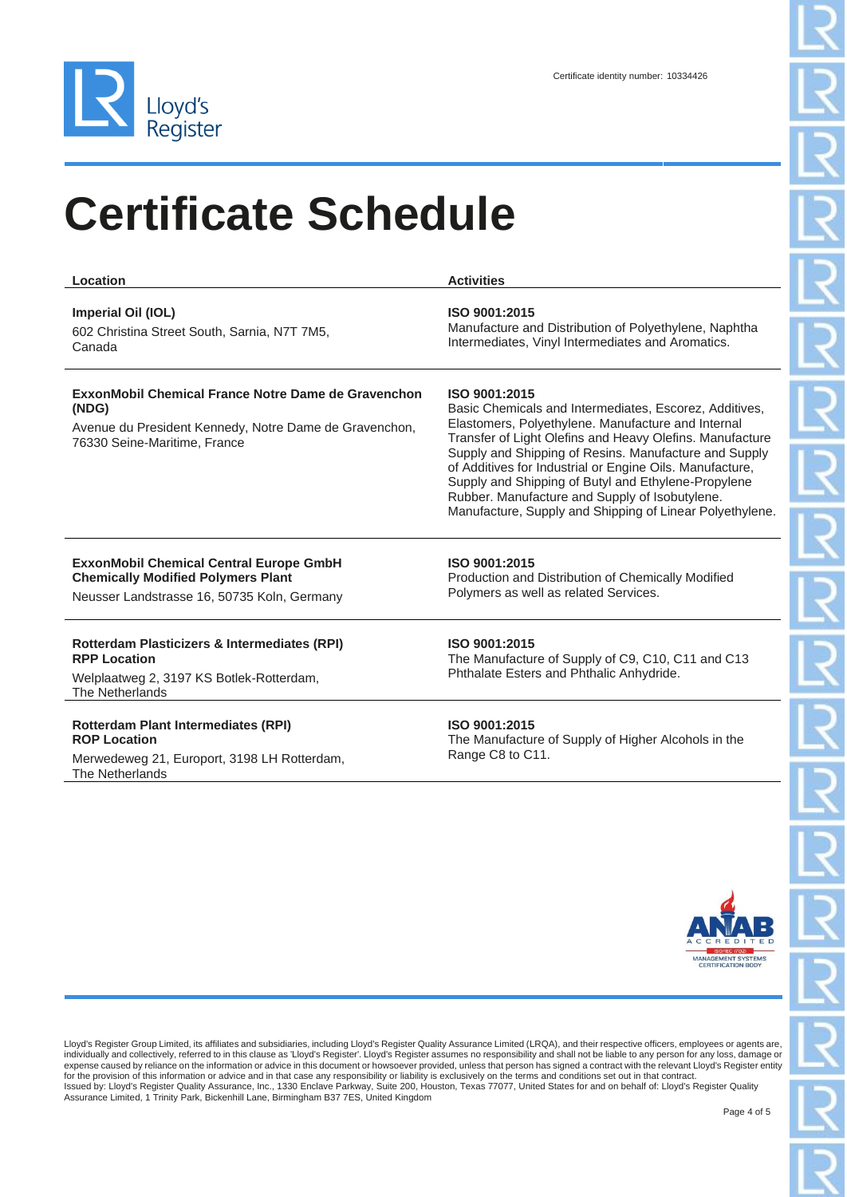Certificate identity number: 10334426

# Certificate Schedule

| Location | Activities |
| --- | --- |
| **Imperial Oil (IOL)**<br>602 Christina Street South, Sarnia, N7T 7M5, Canada | **ISO 9001:2015**<br>Manufacture and Distribution of Polyethylene, Naphtha Intermediates, Vinyl Intermediates and Aromatics. |
| **ExxonMobil Chemical France Notre Dame de Gravenchon (NDG)**<br>Avenue du President Kennedy, Notre Dame de Gravenchon, 76330 Seine-Maritime, France | **ISO 9001:2015**<br>Basic Chemicals and Intermediates, Escorez, Additives, Elastomers, Polyethylene. Manufacture and Internal Transfer of Light Olefins and Heavy Olefins. Manufacture Supply and Shipping of Resins. Manufacture and Supply of Additives for Industrial or Engine Oils. Manufacture, Supply and Shipping of Butyl and Ethylene-Propylene Rubber. Manufacture and Supply of Isobutylene. Manufacture, Supply and Shipping of Linear Polyethylene. |
| **ExxonMobil Chemical Central Europe GmbH Chemically Modified Polymers Plant**<br>Neusser Landstrasse 16, 50735 Koln, Germany | **ISO 9001:2015**<br>Production and Distribution of Chemically Modified Polymers as well as related Services. |
| **Rotterdam Plasticizers & Intermediates (RPI) RPP Location**<br>Welplaatweg 2, 3197 KS Botlek-Rotterdam, The Netherlands | **ISO 9001:2015**<br>The Manufacture of Supply of C9, C10, C11 and C13 Phthalate Esters and Phthalic Anhydride. |
| **Rotterdam Plant Intermediates (RPI) ROP Location**<br>Merwedeweg 21, Europort, 3198 LH Rotterdam, The Netherlands | **ISO 9001:2015**<br>The Manufacture of Supply of Higher Alcohols in the Range C8 to C11. |

Lloyd's Register Group Limited, its affiliates and subsidiaries, including Lloyd's Register Quality Assurance Limited (LRQA), and their respective officers, employees or agents are, individually and collectively, referred to in this clause as 'Lloyd's Register'. Lloyd's Register assumes no responsibility and shall not be liable to any person for any loss, damage or expense caused by reliance on the information or advice in this document or howsoever provided, unless that person has signed a contract with the relevant Lloyd's Register entity for the provision of this information or advice and in that case any responsibility or liability is exclusively on the terms and conditions set out in that contract.
Issued by: Lloyd's Register Quality Assurance, Inc., 1330 Enclave Parkway, Suite 200, Houston, Texas 77077, United States for and on behalf of: Lloyd's Register Quality Assurance Limited, 1 Trinity Park, Bickenhill Lane, Birmingham B37 7ES, United Kingdom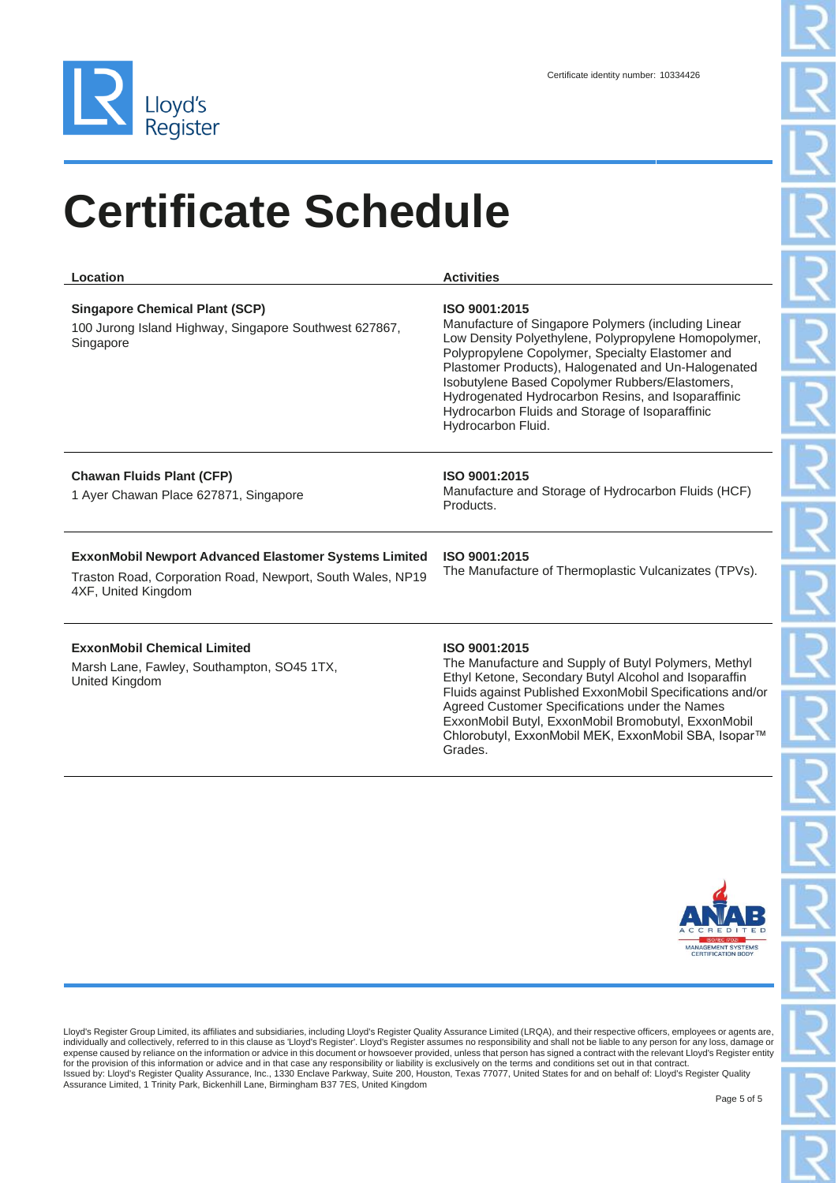Certificate identity number: 10334426

# Certificate Schedule

| Location | Activities |
| --- | --- |
| **Singapore Chemical Plant (SCP)**<br>100 Jurong Island Highway, Singapore Southwest 627867, Singapore | **ISO 9001:2015**<br>Manufacture of Singapore Polymers (including Linear Low Density Polyethylene, Polypropylene Homopolymer, Polypropylene Copolymer, Specialty Elastomer and Plastomer Products), Halogenated and Un-Halogenated Isobutylene Based Copolymer Rubbers/Elastomers, Hydrogenated Hydrocarbon Resins, and Isoparaffinic Hydrocarbon Fluids and Storage of Isoparaffinic Hydrocarbon Fluid. |
| **Chawan Fluids Plant (CFP)**<br>1 Ayer Chawan Place 627871, Singapore | **ISO 9001:2015**<br>Manufacture and Storage of Hydrocarbon Fluids (HCF) Products. |
| **ExxonMobil Newport Advanced Elastomer Systems Limited**<br>Traston Road, Corporation Road, Newport, South Wales, NP19 4XF, United Kingdom | **ISO 9001:2015**<br>The Manufacture of Thermoplastic Vulcanizates (TPVs). |
| **ExxonMobil Chemical Limited**<br>Marsh Lane, Fawley, Southampton, SO45 1TX, United Kingdom | **ISO 9001:2015**<br>The Manufacture and Supply of Butyl Polymers, Methyl Ethyl Ketone, Secondary Butyl Alcohol and Isoparaffin Fluids against Published ExxonMobil Specifications and/or Agreed Customer Specifications under the Names ExxonMobil Butyl, ExxonMobil Bromobutyl, ExxonMobil Chlorobutyl, ExxonMobil MEK, ExxonMobil SBA, Isopar™ Grades. |

Lloyd's Register Group Limited, its affiliates and subsidiaries, including Lloyd's Register Quality Assurance Limited (LRQA), and their respective officers, employees or agents are, individually and collectively, referred to in this clause as 'Lloyd's Register'. Lloyd's Register assumes no responsibility and shall not be liable to any person for any loss, damage or expense caused by reliance on the information or advice in this document or howsoever provided, unless that person has signed a contract with the relevant Lloyd's Register entity for the provision of this information or advice and in that case any responsibility or liability is exclusively on the terms and conditions set out in that contract.
Issued by: Lloyd's Register Quality Assurance, Inc., 1330 Enclave Parkway, Suite 200, Houston, Texas 77077, United States for and on behalf of: Lloyd's Register Quality Assurance Limited, 1 Trinity Park, Bickenhill Lane, Birmingham B37 7ES, United Kingdom